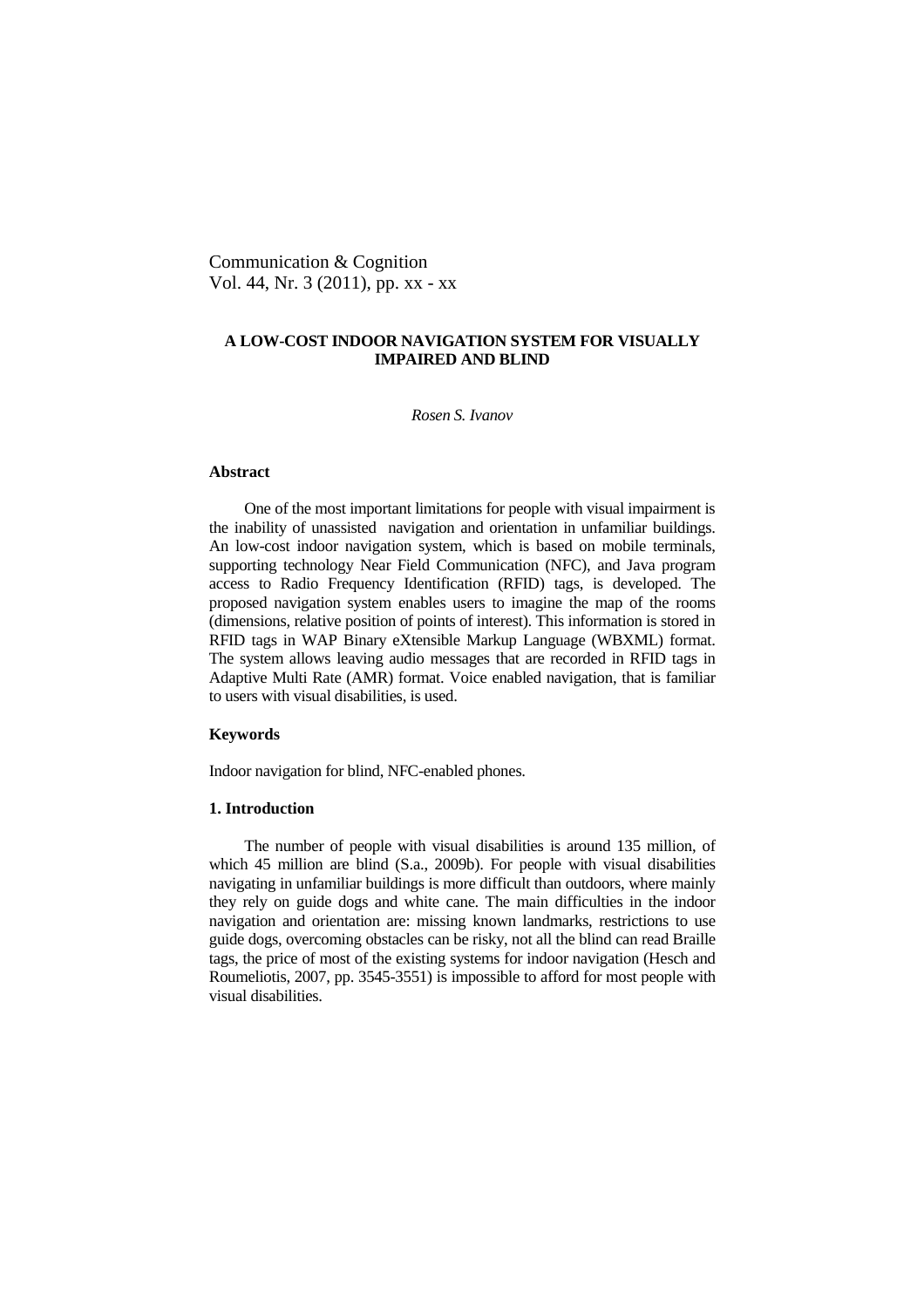Communication & Cognition
Vol. 44, Nr. 3 (2011), pp. xx - xx

# A LOW-COST INDOOR NAVIGATION SYSTEM FOR VISUALLY IMPAIRED AND BLIND

*Rosen S. Ivanov*

## Abstract

One of the most important limitations for people with visual impairment is the inability of unassisted navigation and orientation in unfamiliar buildings. An low-cost indoor navigation system, which is based on mobile terminals, supporting technology Near Field Communication (NFC), and Java program access to Radio Frequency Identification (RFID) tags, is developed. The proposed navigation system enables users to imagine the map of the rooms (dimensions, relative position of points of interest). This information is stored in RFID tags in WAP Binary eXtensible Markup Language (WBXML) format. The system allows leaving audio messages that are recorded in RFID tags in Adaptive Multi Rate (AMR) format. Voice enabled navigation, that is familiar to users with visual disabilities, is used.

## Keywords

Indoor navigation for blind, NFC-enabled phones.

## 1. Introduction

The number of people with visual disabilities is around 135 million, of which 45 million are blind (S.a., 2009b). For people with visual disabilities navigating in unfamiliar buildings is more difficult than outdoors, where mainly they rely on guide dogs and white cane. The main difficulties in the indoor navigation and orientation are: missing known landmarks, restrictions to use guide dogs, overcoming obstacles can be risky, not all the blind can read Braille tags, the price of most of the existing systems for indoor navigation (Hesch and Roumeliotis, 2007, pp. 3545-3551) is impossible to afford for most people with visual disabilities.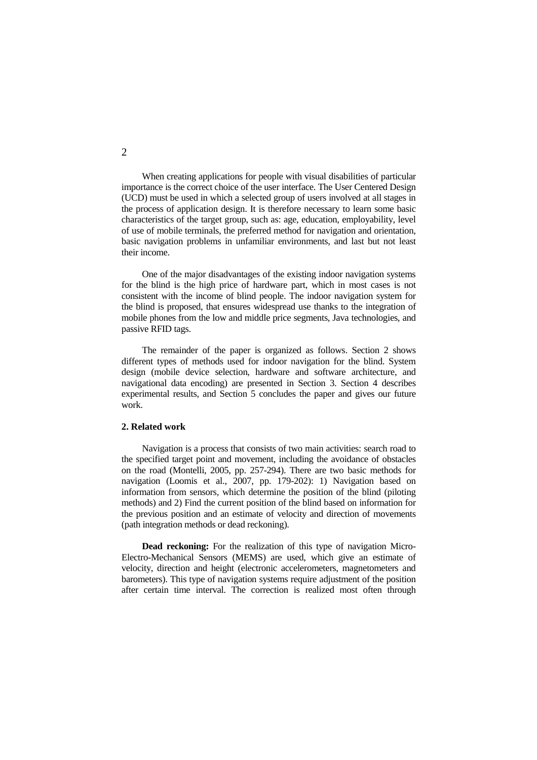When creating applications for people with visual disabilities of particular importance is the correct choice of the user interface. The User Centered Design (UCD) must be used in which a selected group of users involved at all stages in the process of application design. It is therefore necessary to learn some basic characteristics of the target group, such as: age, education, employability, level of use of mobile terminals, the preferred method for navigation and orientation, basic navigation problems in unfamiliar environments, and last but not least their income.

One of the major disadvantages of the existing indoor navigation systems for the blind is the high price of hardware part, which in most cases is not consistent with the income of blind people. The indoor navigation system for the blind is proposed, that ensures widespread use thanks to the integration of mobile phones from the low and middle price segments, Java technologies, and passive RFID tags.

The remainder of the paper is organized as follows. Section 2 shows different types of methods used for indoor navigation for the blind. System design (mobile device selection, hardware and software architecture, and navigational data encoding) are presented in Section 3. Section 4 describes experimental results, and Section 5 concludes the paper and gives our future work.

## 2. Related work

Navigation is a process that consists of two main activities: search road to the specified target point and movement, including the avoidance of obstacles on the road (Montelli, 2005, pp. 257-294). There are two basic methods for navigation (Loomis et al., 2007, pp. 179-202): 1) Navigation based on information from sensors, which determine the position of the blind (piloting methods) and 2) Find the current position of the blind based on information for the previous position and an estimate of velocity and direction of movements (path integration methods or dead reckoning).

**Dead reckoning:** For the realization of this type of navigation Micro-Electro-Mechanical Sensors (MEMS) are used, which give an estimate of velocity, direction and height (electronic accelerometers, magnetometers and barometers). This type of navigation systems require adjustment of the position after certain time interval. The correction is realized most often through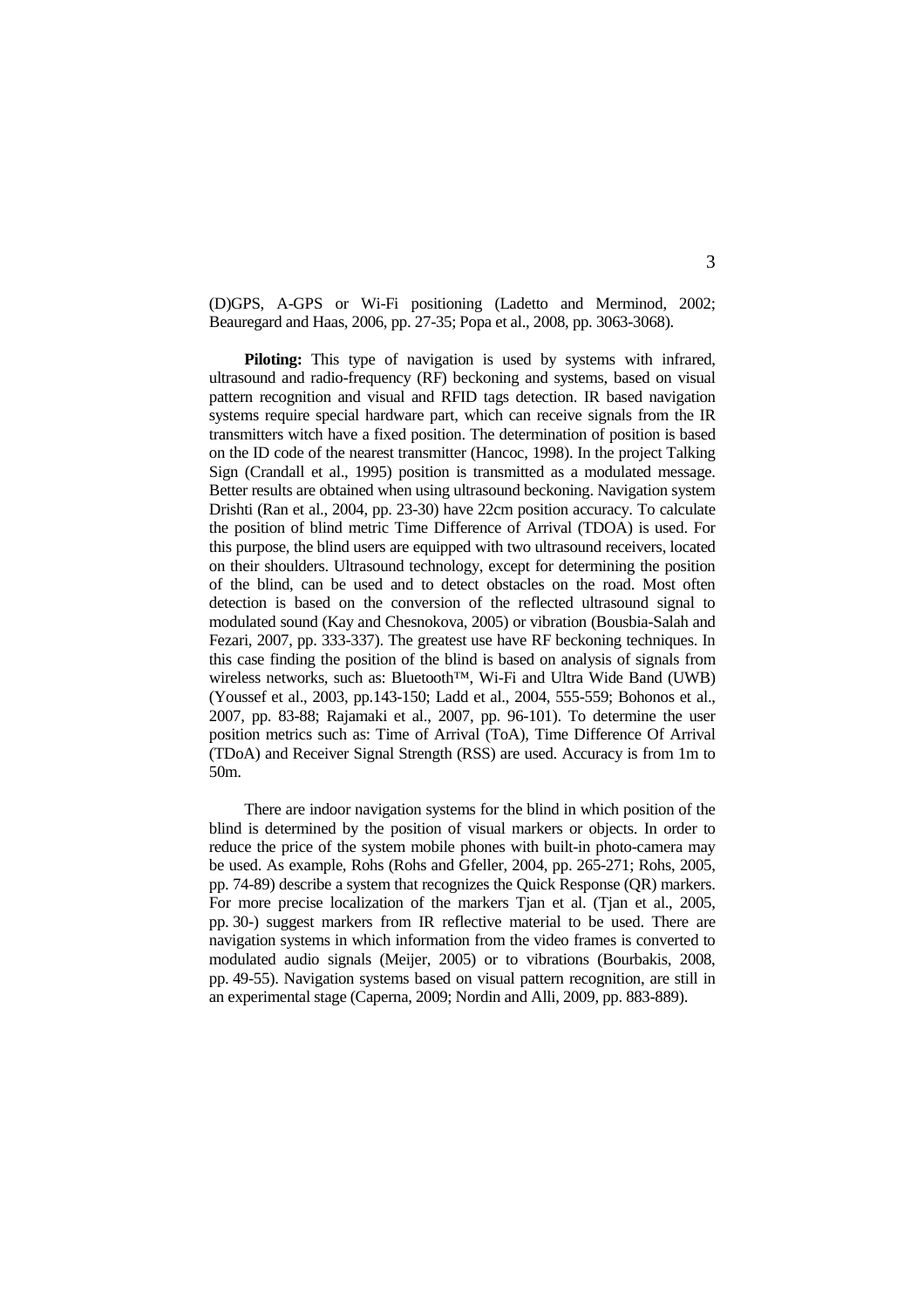(D)GPS, A-GPS or Wi-Fi positioning (Ladetto and Merminod, 2002; Beauregard and Haas, 2006, pp. 27-35; Popa et al., 2008, pp. 3063-3068).

**Piloting:** This type of navigation is used by systems with infrared, ultrasound and radio-frequency (RF) beckoning and systems, based on visual pattern recognition and visual and RFID tags detection. IR based navigation systems require special hardware part, which can receive signals from the IR transmitters witch have a fixed position. The determination of position is based on the ID code of the nearest transmitter (Hancoc, 1998). In the project Talking Sign (Crandall et al., 1995) position is transmitted as a modulated message. Better results are obtained when using ultrasound beckoning. Navigation system Drishti (Ran et al., 2004, pp. 23-30) have 22cm position accuracy. To calculate the position of blind metric Time Difference of Arrival (TDOA) is used. For this purpose, the blind users are equipped with two ultrasound receivers, located on their shoulders. Ultrasound technology, except for determining the position of the blind, can be used and to detect obstacles on the road. Most often detection is based on the conversion of the reflected ultrasound signal to modulated sound (Kay and Chesnokova, 2005) or vibration (Bousbia-Salah and Fezari, 2007, pp. 333-337). The greatest use have RF beckoning techniques. In this case finding the position of the blind is based on analysis of signals from wireless networks, such as: Bluetooth™, Wi-Fi and Ultra Wide Band (UWB) (Youssef et al., 2003, pp.143-150; Ladd et al., 2004, 555-559; Bohonos et al., 2007, pp. 83-88; Rajamaki et al., 2007, pp. 96-101). To determine the user position metrics such as: Time of Arrival (ToA), Time Difference Of Arrival (TDoA) and Receiver Signal Strength (RSS) are used. Accuracy is from 1m to 50m.

There are indoor navigation systems for the blind in which position of the blind is determined by the position of visual markers or objects. In order to reduce the price of the system mobile phones with built-in photo-camera may be used. As example, Rohs (Rohs and Gfeller, 2004, pp. 265-271; Rohs, 2005, pp. 74-89) describe a system that recognizes the Quick Response (QR) markers. For more precise localization of the markers Tjan et al. (Tjan et al., 2005, pp. 30-) suggest markers from IR reflective material to be used. There are navigation systems in which information from the video frames is converted to modulated audio signals (Meijer, 2005) or to vibrations (Bourbakis, 2008, pp. 49-55). Navigation systems based on visual pattern recognition, are still in an experimental stage (Caperna, 2009; Nordin and Alli, 2009, pp. 883-889).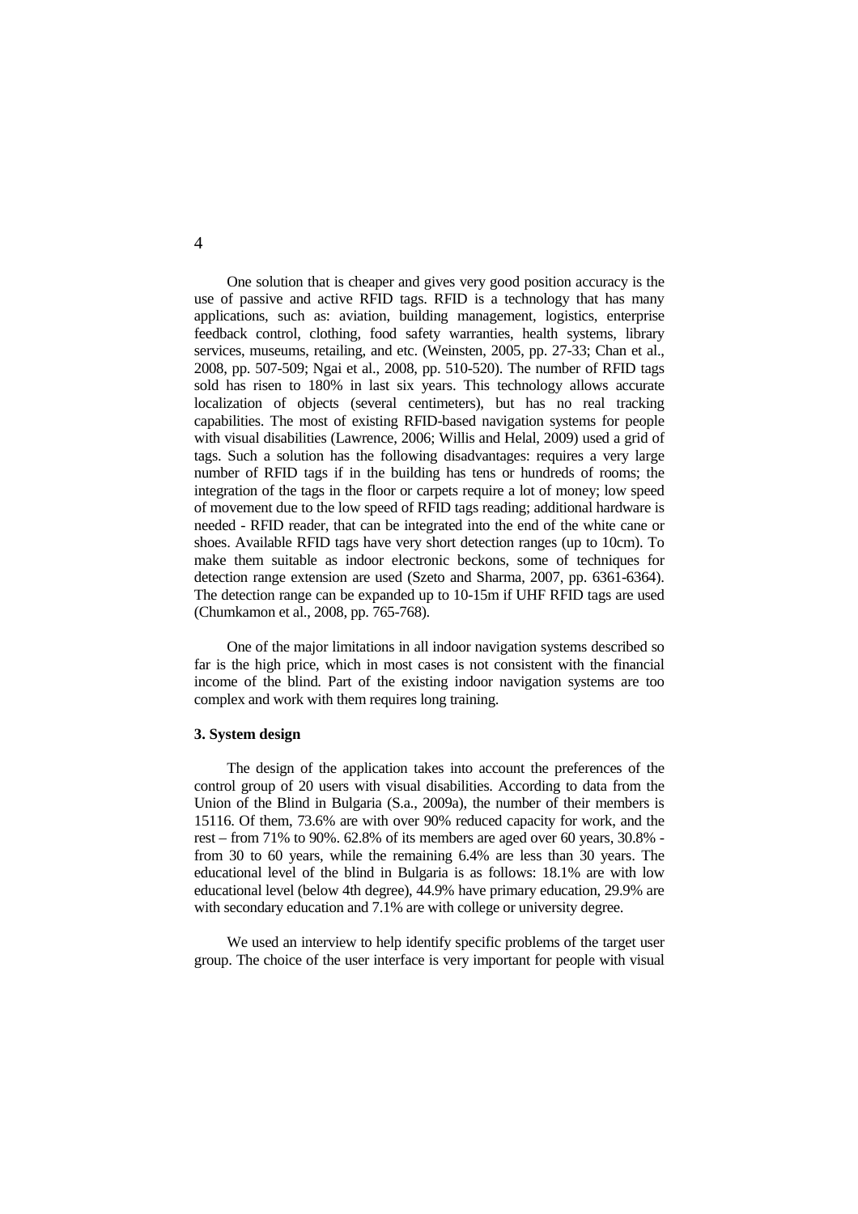One solution that is cheaper and gives very good position accuracy is the use of passive and active RFID tags. RFID is a technology that has many applications, such as: aviation, building management, logistics, enterprise feedback control, clothing, food safety warranties, health systems, library services, museums, retailing, and etc. (Weinsten, 2005, pp. 27-33; Chan et al., 2008, pp. 507-509; Ngai et al., 2008, pp. 510-520). The number of RFID tags sold has risen to 180% in last six years. This technology allows accurate localization of objects (several centimeters), but has no real tracking capabilities. The most of existing RFID-based navigation systems for people with visual disabilities (Lawrence, 2006; Willis and Helal, 2009) used a grid of tags. Such a solution has the following disadvantages: requires a very large number of RFID tags if in the building has tens or hundreds of rooms; the integration of the tags in the floor or carpets require a lot of money; low speed of movement due to the low speed of RFID tags reading; additional hardware is needed - RFID reader, that can be integrated into the end of the white cane or shoes. Available RFID tags have very short detection ranges (up to 10cm). To make them suitable as indoor electronic beckons, some of techniques for detection range extension are used (Szeto and Sharma, 2007, pp. 6361-6364). The detection range can be expanded up to 10-15m if UHF RFID tags are used (Chumkamon et al., 2008, pp. 765-768).

One of the major limitations in all indoor navigation systems described so far is the high price, which in most cases is not consistent with the financial income of the blind. Part of the existing indoor navigation systems are too complex and work with them requires long training.

## 3. System design

The design of the application takes into account the preferences of the control group of 20 users with visual disabilities. According to data from the Union of the Blind in Bulgaria (S.a., 2009a), the number of their members is 15116. Of them, 73.6% are with over 90% reduced capacity for work, and the rest – from 71% to 90%. 62.8% of its members are aged over 60 years, 30.8% - from 30 to 60 years, while the remaining 6.4% are less than 30 years. The educational level of the blind in Bulgaria is as follows: 18.1% are with low educational level (below 4th degree), 44.9% have primary education, 29.9% are with secondary education and 7.1% are with college or university degree.

We used an interview to help identify specific problems of the target user group. The choice of the user interface is very important for people with visual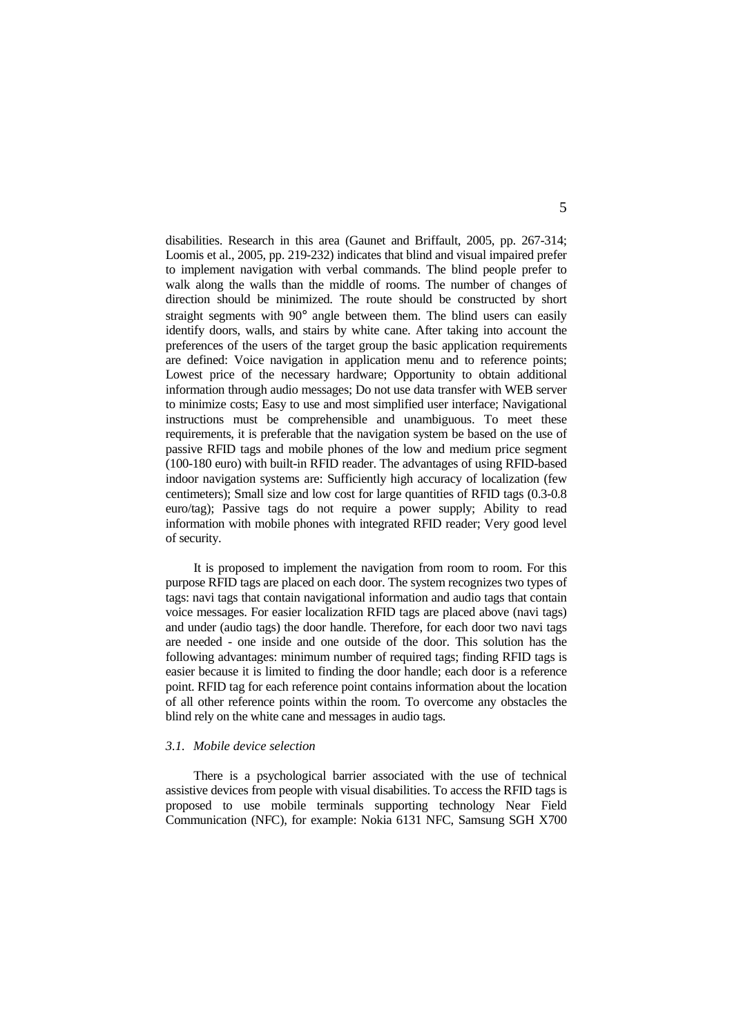disabilities. Research in this area (Gaunet and Briffault, 2005, pp. 267-314; Loomis et al., 2005, pp. 219-232) indicates that blind and visual impaired prefer to implement navigation with verbal commands. The blind people prefer to walk along the walls than the middle of rooms. The number of changes of direction should be minimized. The route should be constructed by short straight segments with 90° angle between them. The blind users can easily identify doors, walls, and stairs by white cane. After taking into account the preferences of the users of the target group the basic application requirements are defined: Voice navigation in application menu and to reference points; Lowest price of the necessary hardware; Opportunity to obtain additional information through audio messages; Do not use data transfer with WEB server to minimize costs; Easy to use and most simplified user interface; Navigational instructions must be comprehensible and unambiguous. To meet these requirements, it is preferable that the navigation system be based on the use of passive RFID tags and mobile phones of the low and medium price segment (100-180 euro) with built-in RFID reader. The advantages of using RFID-based indoor navigation systems are: Sufficiently high accuracy of localization (few centimeters); Small size and low cost for large quantities of RFID tags (0.3-0.8 euro/tag); Passive tags do not require a power supply; Ability to read information with mobile phones with integrated RFID reader; Very good level of security.

It is proposed to implement the navigation from room to room. For this purpose RFID tags are placed on each door. The system recognizes two types of tags: navi tags that contain navigational information and audio tags that contain voice messages. For easier localization RFID tags are placed above (navi tags) and under (audio tags) the door handle. Therefore, for each door two navi tags are needed - one inside and one outside of the door. This solution has the following advantages: minimum number of required tags; finding RFID tags is easier because it is limited to finding the door handle; each door is a reference point. RFID tag for each reference point contains information about the location of all other reference points within the room. To overcome any obstacles the blind rely on the white cane and messages in audio tags.

### *3.1. Mobile device selection*

There is a psychological barrier associated with the use of technical assistive devices from people with visual disabilities. To access the RFID tags is proposed to use mobile terminals supporting technology Near Field Communication (NFC), for example: Nokia 6131 NFC, Samsung SGH X700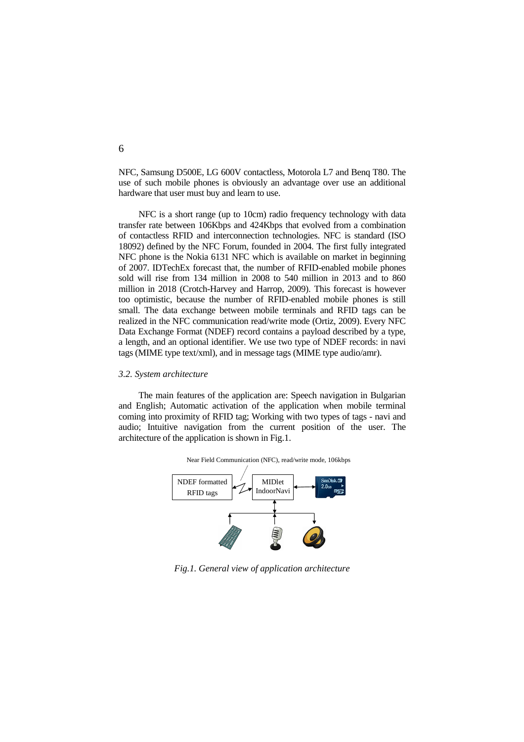NFC, Samsung D500E, LG 600V contactless, Motorola L7 and Benq T80. The use of such mobile phones is obviously an advantage over use an additional hardware that user must buy and learn to use.

NFC is a short range (up to 10cm) radio frequency technology with data transfer rate between 106Kbps and 424Kbps that evolved from a combination of contactless RFID and interconnection technologies. NFC is standard (ISO 18092) defined by the NFC Forum, founded in 2004. The first fully integrated NFC phone is the Nokia 6131 NFC which is available on market in beginning of 2007. IDTechEx forecast that, the number of RFID-enabled mobile phones sold will rise from 134 million in 2008 to 540 million in 2013 and to 860 million in 2018 (Crotch-Harvey and Harrop, 2009). This forecast is however too optimistic, because the number of RFID-enabled mobile phones is still small. The data exchange between mobile terminals and RFID tags can be realized in the NFC communication read/write mode (Ortiz, 2009). Every NFC Data Exchange Format (NDEF) record contains a payload described by a type, a length, and an optional identifier. We use two type of NDEF records: in navi tags (MIME type text/xml), and in message tags (MIME type audio/amr).

### *3.2. System architecture*

The main features of the application are: Speech navigation in Bulgarian and English; Automatic activation of the application when mobile terminal coming into proximity of RFID tag; Working with two types of tags - navi and audio; Intuitive navigation from the current position of the user. The architecture of the application is shown in Fig.1.

Near Field Communication (NFC), read/write mode, 106kbps

NDEF formatted RFID tags

MIDlet IndoorNavi

*Fig.1. General view of application architecture*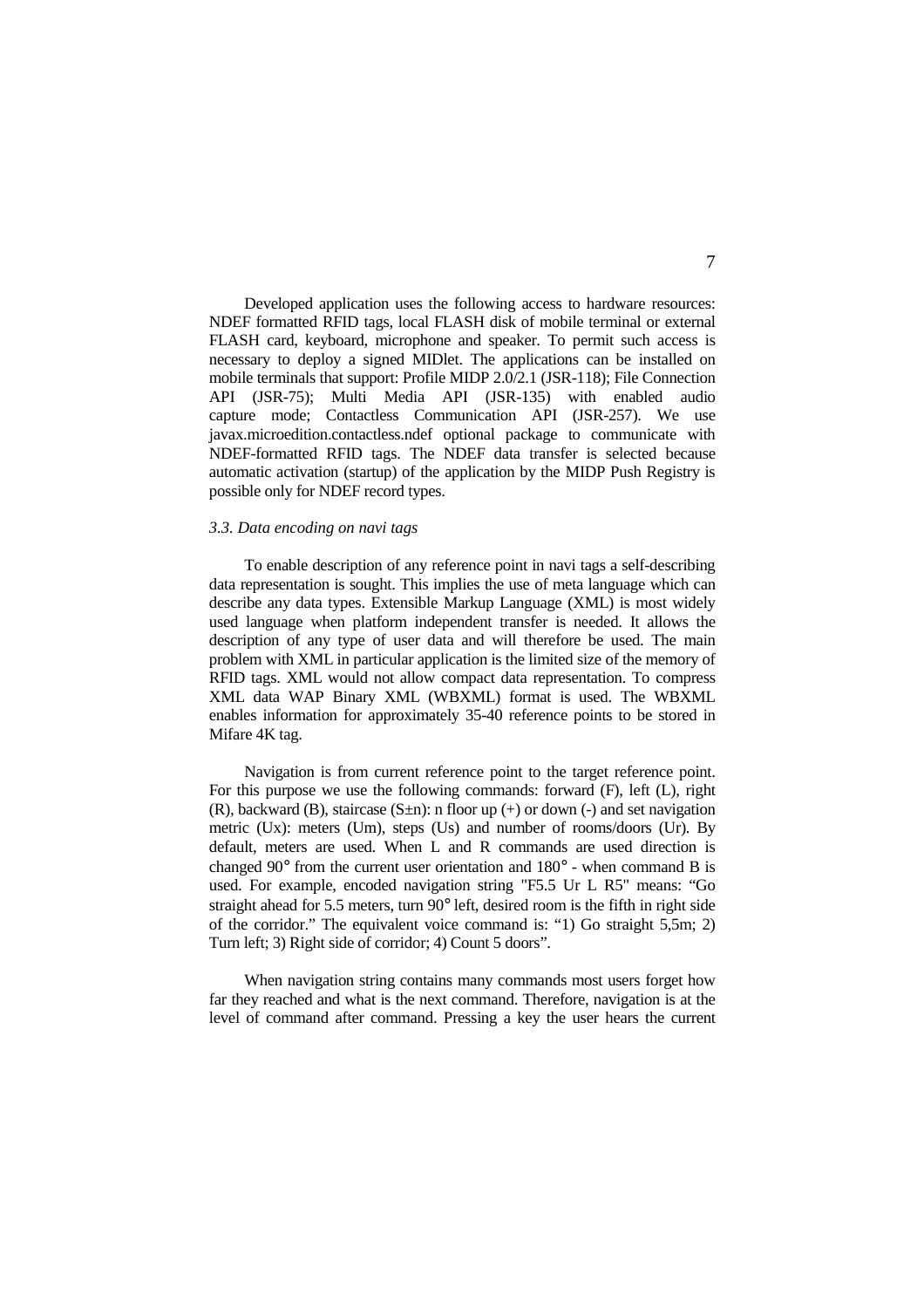Developed application uses the following access to hardware resources: NDEF formatted RFID tags, local FLASH disk of mobile terminal or external FLASH card, keyboard, microphone and speaker. To permit such access is necessary to deploy a signed MIDlet. The applications can be installed on mobile terminals that support: Profile MIDP 2.0/2.1 (JSR-118); File Connection API (JSR-75); Multi Media API (JSR-135) with enabled audio capture mode; Contactless Communication API (JSR-257). We use javax.microedition.contactless.ndef optional package to communicate with NDEF-formatted RFID tags. The NDEF data transfer is selected because automatic activation (startup) of the application by the MIDP Push Registry is possible only for NDEF record types.

### *3.3. Data encoding on navi tags*

To enable description of any reference point in navi tags a self-describing data representation is sought. This implies the use of meta language which can describe any data types. Extensible Markup Language (XML) is most widely used language when platform independent transfer is needed. It allows the description of any type of user data and will therefore be used. The main problem with XML in particular application is the limited size of the memory of RFID tags. XML would not allow compact data representation. To compress XML data WAP Binary XML (WBXML) format is used. The WBXML enables information for approximately 35-40 reference points to be stored in Mifare 4K tag.

Navigation is from current reference point to the target reference point. For this purpose we use the following commands: forward (F), left (L), right (R), backward (B), staircase (S±n): n floor up (+) or down (-) and set navigation metric (Ux): meters (Um), steps (Us) and number of rooms/doors (Ur). By default, meters are used. When L and R commands are used direction is changed 90° from the current user orientation and 180° - when command B is used. For example, encoded navigation string "F5.5 Ur L R5" means: "Go straight ahead for 5.5 meters, turn 90° left, desired room is the fifth in right side of the corridor." The equivalent voice command is: "1) Go straight 5,5m; 2) Turn left; 3) Right side of corridor; 4) Count 5 doors".

When navigation string contains many commands most users forget how far they reached and what is the next command. Therefore, navigation is at the level of command after command. Pressing a key the user hears the current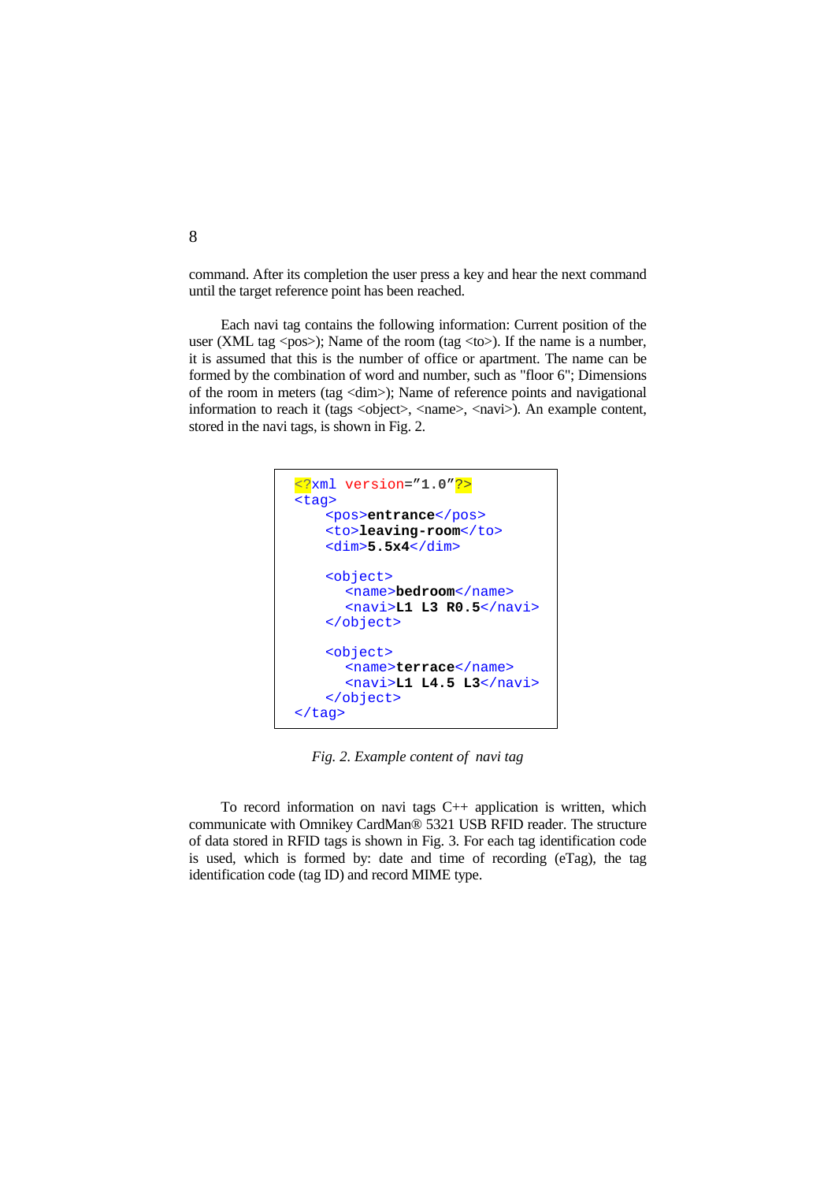command. After its completion the user press a key and hear the next command until the target reference point has been reached.

Each navi tag contains the following information: Current position of the user (XML tag <pos>); Name of the room (tag <to>). If the name is a number, it is assumed that this is the number of office or apartment. The name can be formed by the combination of word and number, such as "floor 6"; Dimensions of the room in meters (tag <dim>); Name of reference points and navigational information to reach it (tags <object>, <name>, <navi>). An example content, stored in the navi tags, is shown in Fig. 2.

```
<?xml version="1.0"?>
<tag>
    <pos>entrance</pos>
    <to>leaving-room</to>
    <dim>5.5x4</dim>

    <object>
       <name>bedroom</name>
       <navi>L1 L3 R0.5</navi>
    </object>

    <object>
       <name>terrace</name>
       <navi>L1 L4.5 L3</navi>
    </object>
</tag>
```

*Fig. 2. Example content of navi tag*

To record information on navi tags C++ application is written, which communicate with Omnikey CardMan® 5321 USB RFID reader. The structure of data stored in RFID tags is shown in Fig. 3. For each tag identification code is used, which is formed by: date and time of recording (eTag), the tag identification code (tag ID) and record MIME type.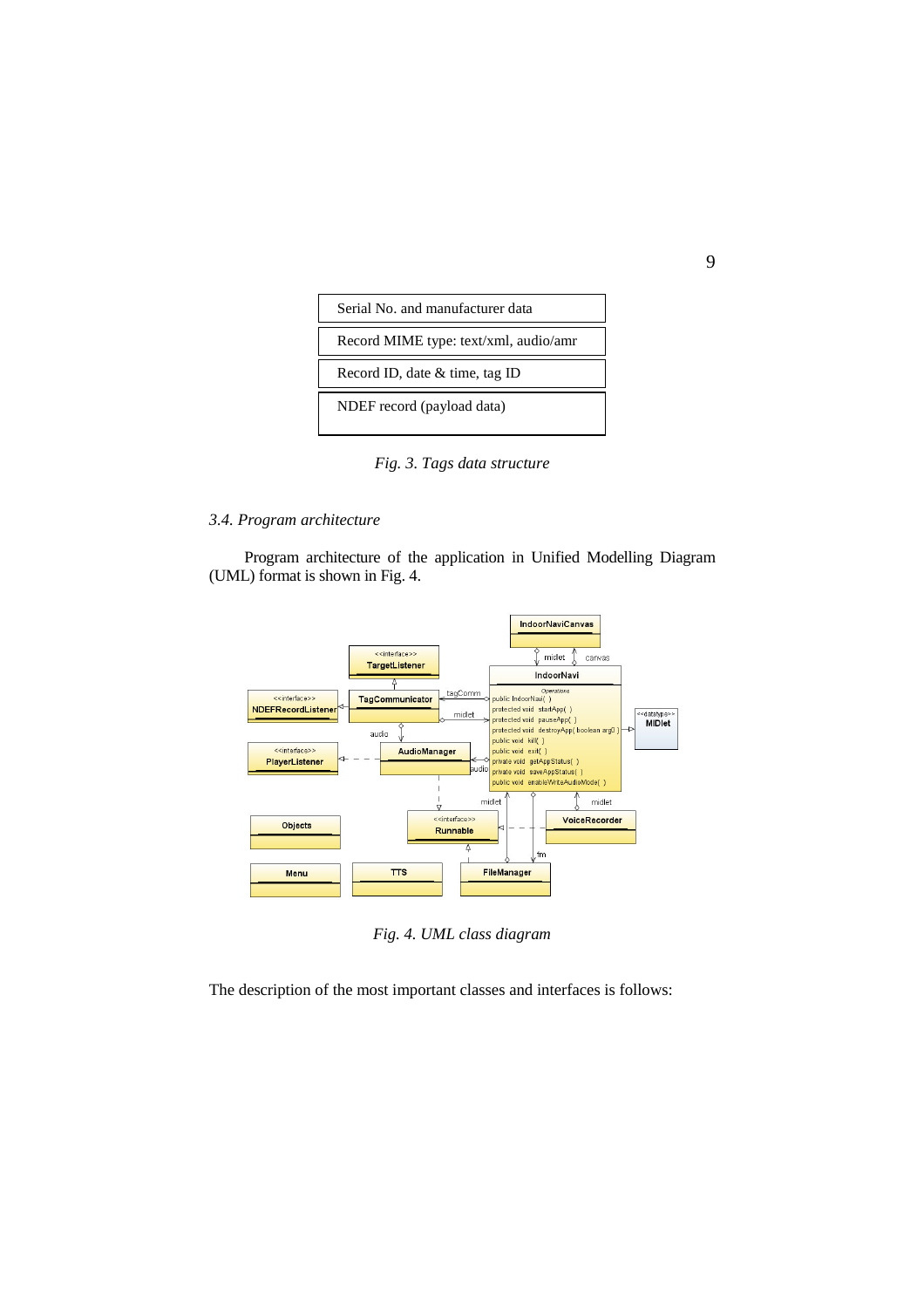| Serial No. and manufacturer data |
| --- |
| Record MIME type: text/xml, audio/amr |
| Record ID, date & time, tag ID |
| NDEF record (payload data) |

*Fig. 3. Tags data structure*

### *3.4. Program architecture*

Program architecture of the application in Unified Modelling Diagram (UML) format is shown in Fig. 4.

*Fig. 4. UML class diagram*

The description of the most important classes and interfaces is follows: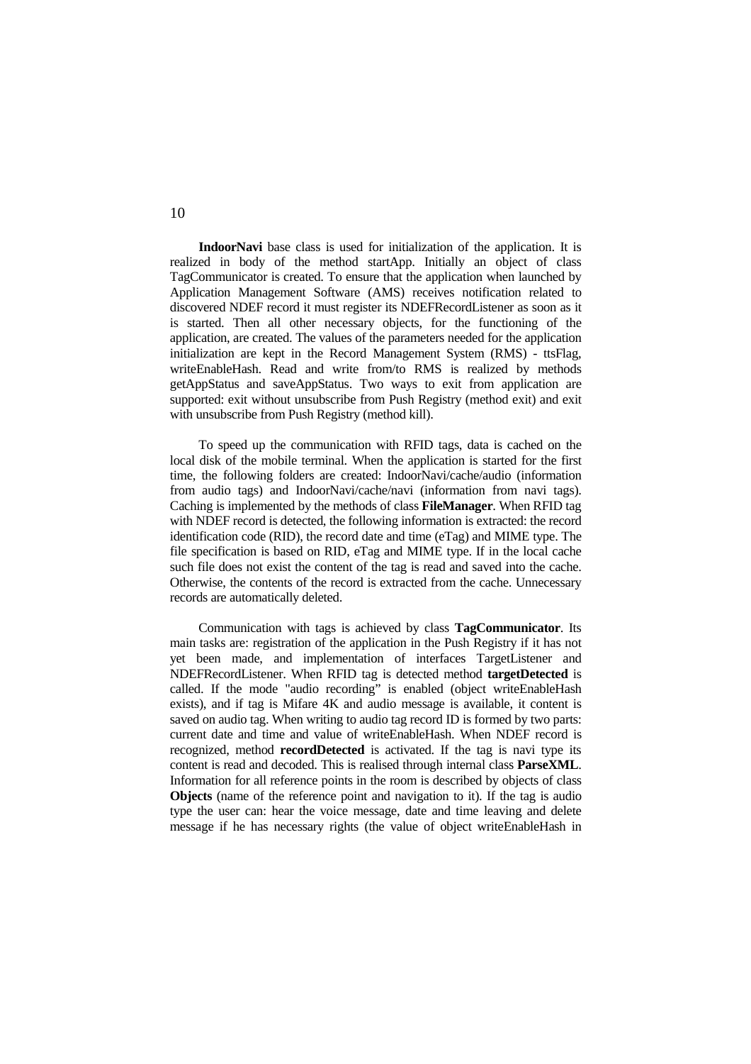**IndoorNavi** base class is used for initialization of the application. It is realized in body of the method startApp. Initially an object of class TagCommunicator is created. To ensure that the application when launched by Application Management Software (AMS) receives notification related to discovered NDEF record it must register its NDEFRecordListener as soon as it is started. Then all other necessary objects, for the functioning of the application, are created. The values of the parameters needed for the application initialization are kept in the Record Management System (RMS) - ttsFlag, writeEnableHash. Read and write from/to RMS is realized by methods getAppStatus and saveAppStatus. Two ways to exit from application are supported: exit without unsubscribe from Push Registry (method exit) and exit with unsubscribe from Push Registry (method kill).

To speed up the communication with RFID tags, data is cached on the local disk of the mobile terminal. When the application is started for the first time, the following folders are created: IndoorNavi/cache/audio (information from audio tags) and IndoorNavi/cache/navi (information from navi tags). Caching is implemented by the methods of class **FileManager**. When RFID tag with NDEF record is detected, the following information is extracted: the record identification code (RID), the record date and time (eTag) and MIME type. The file specification is based on RID, eTag and MIME type. If in the local cache such file does not exist the content of the tag is read and saved into the cache. Otherwise, the contents of the record is extracted from the cache. Unnecessary records are automatically deleted.

Communication with tags is achieved by class **TagCommunicator**. Its main tasks are: registration of the application in the Push Registry if it has not yet been made, and implementation of interfaces TargetListener and NDEFRecordListener. When RFID tag is detected method **targetDetected** is called. If the mode "audio recording" is enabled (object writeEnableHash exists), and if tag is Mifare 4K and audio message is available, it content is saved on audio tag. When writing to audio tag record ID is formed by two parts: current date and time and value of writeEnableHash. When NDEF record is recognized, method **recordDetected** is activated. If the tag is navi type its content is read and decoded. This is realised through internal class **ParseXML**. Information for all reference points in the room is described by objects of class **Objects** (name of the reference point and navigation to it). If the tag is audio type the user can: hear the voice message, date and time leaving and delete message if he has necessary rights (the value of object writeEnableHash in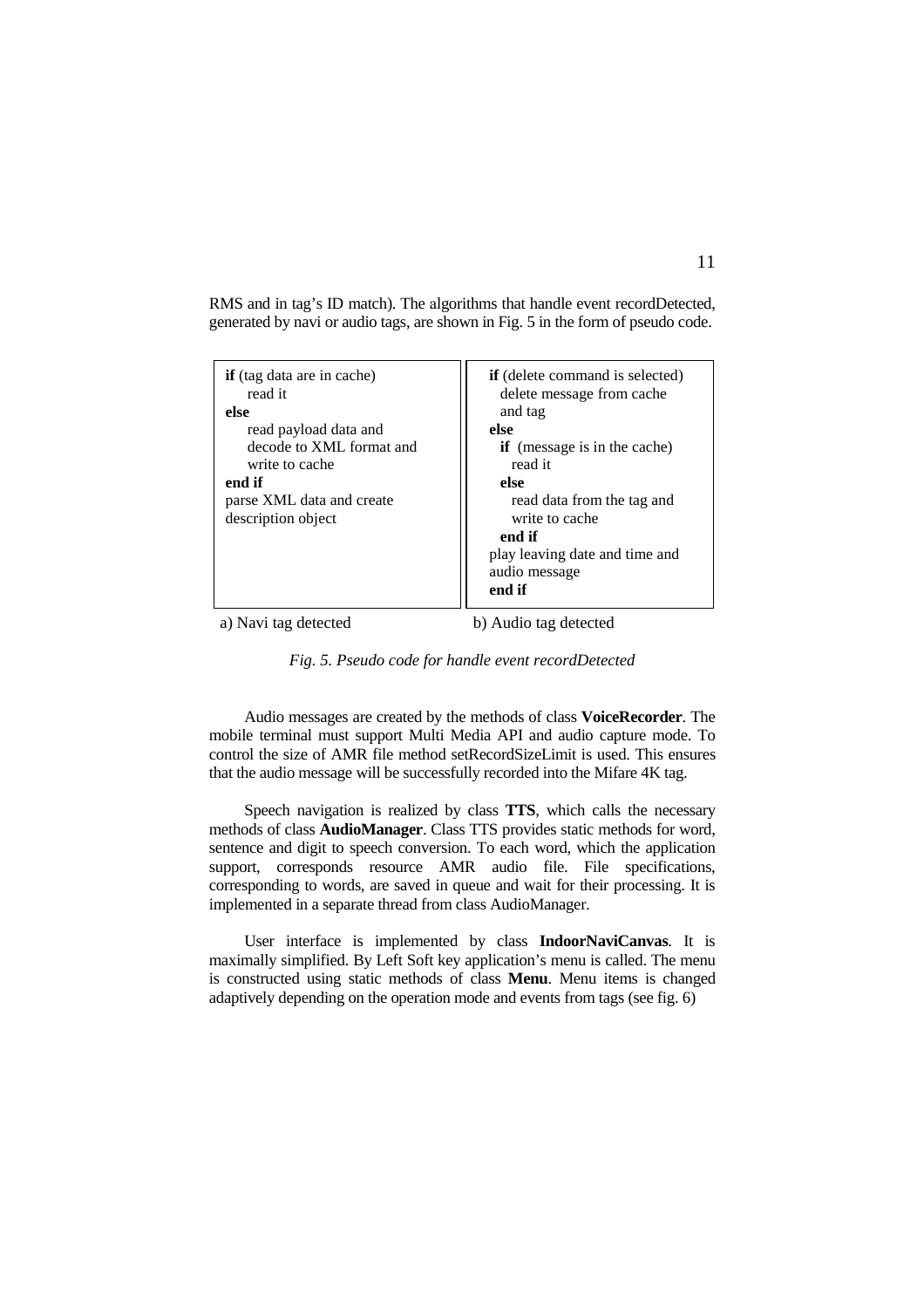RMS and in tag's ID match). The algorithms that handle event recordDetected, generated by navi or audio tags, are shown in Fig. 5 in the form of pseudo code.

```
if (tag data are in cache)
    read it
else
    read payload data and
    decode to XML format and
    write to cache
end if
parse XML data and create
description object
```

a) Navi tag detected

```
if (delete command is selected)
  delete message from cache
  and tag
else
  if (message is in the cache)
    read it
  else
    read data from the tag and
    write to cache
  end if
play leaving date and time and
audio message
end if
```

b) Audio tag detected

*Fig. 5. Pseudo code for handle event recordDetected*

Audio messages are created by the methods of class **VoiceRecorder**. The mobile terminal must support Multi Media API and audio capture mode. To control the size of AMR file method setRecordSizeLimit is used. This ensures that the audio message will be successfully recorded into the Mifare 4K tag.

Speech navigation is realized by class **TTS**, which calls the necessary methods of class **AudioManager**. Class TTS provides static methods for word, sentence and digit to speech conversion. To each word, which the application support, corresponds resource AMR audio file. File specifications, corresponding to words, are saved in queue and wait for their processing. It is implemented in a separate thread from class AudioManager.

User interface is implemented by class **IndoorNaviCanvas**. It is maximally simplified. By Left Soft key application's menu is called. The menu is constructed using static methods of class **Menu**. Menu items is changed adaptively depending on the operation mode and events from tags (see fig. 6)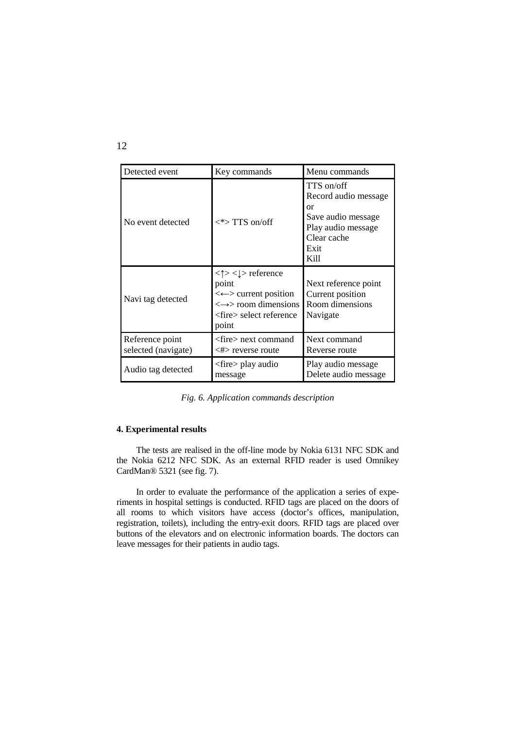| Detected event | Key commands | Menu commands |
|---|---|---|
| No event detected | <*> TTS on/off | TTS on/off<br>Record audio message<br>or<br>Save audio message<br>Play audio message<br>Clear cache<br>Exit<br>Kill |
| Navi tag detected | <↑> <↓> reference point<br><←> current position<br><→> room dimensions<br><fire> select reference point | Next reference point<br>Current position<br>Room dimensions<br>Navigate |
| Reference point selected (navigate) | <fire> next command<br><#> reverse route | Next command<br>Reverse route |
| Audio tag detected | <fire> play audio message | Play audio message<br>Delete audio message |

*Fig. 6. Application commands description*

### 4. Experimental results

The tests are realised in the off-line mode by Nokia 6131 NFC SDK and the Nokia 6212 NFC SDK. As an external RFID reader is used Omnikey CardMan® 5321 (see fig. 7).

In order to evaluate the performance of the application a series of experiments in hospital settings is conducted. RFID tags are placed on the doors of all rooms to which visitors have access (doctor's offices, manipulation, registration, toilets), including the entry-exit doors. RFID tags are placed over buttons of the elevators and on electronic information boards. The doctors can leave messages for their patients in audio tags.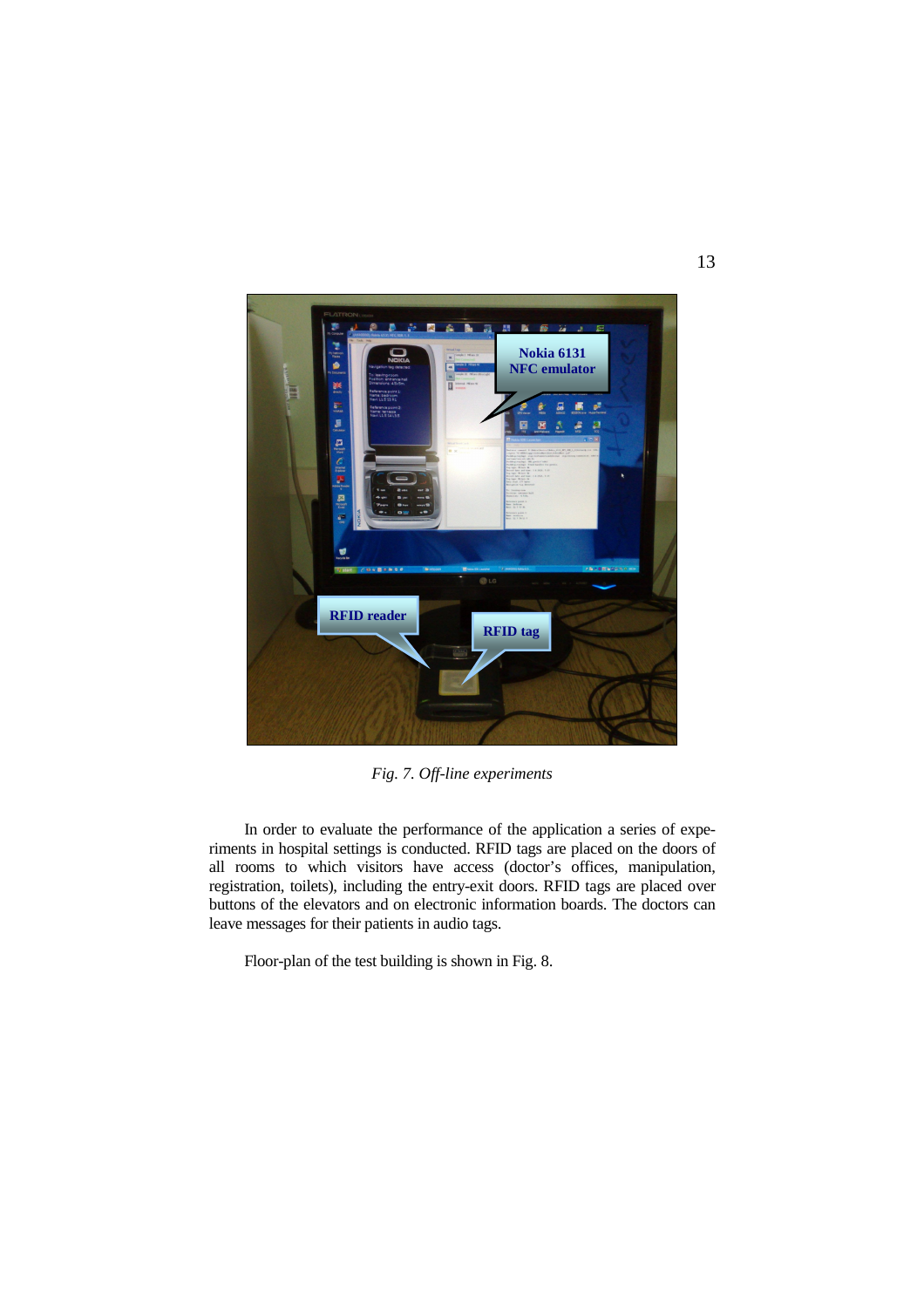*Fig. 7. Off-line experiments*

In order to evaluate the performance of the application a series of experiments in hospital settings is conducted. RFID tags are placed on the doors of all rooms to which visitors have access (doctor's offices, manipulation, registration, toilets), including the entry-exit doors. RFID tags are placed over buttons of the elevators and on electronic information boards. The doctors can leave messages for their patients in audio tags.

Floor-plan of the test building is shown in Fig. 8.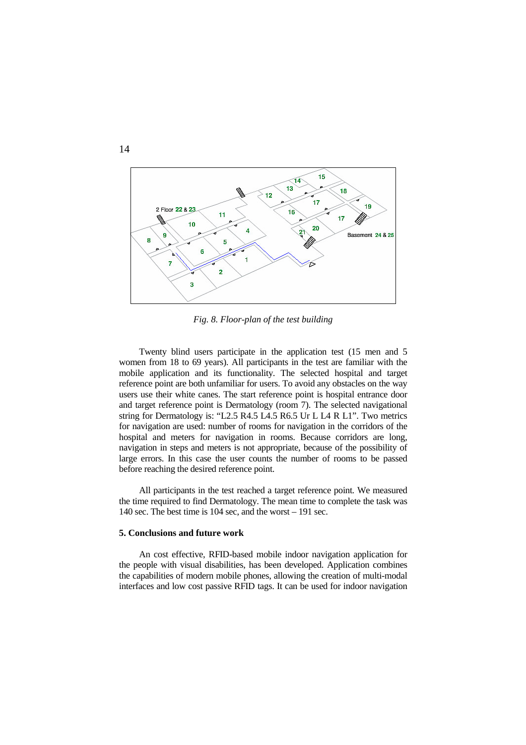*Fig. 8. Floor-plan of the test building*

Twenty blind users participate in the application test (15 men and 5 women from 18 to 69 years). All participants in the test are familiar with the mobile application and its functionality. The selected hospital and target reference point are both unfamiliar for users. To avoid any obstacles on the way users use their white canes. The start reference point is hospital entrance door and target reference point is Dermatology (room 7). The selected navigational string for Dermatology is: "L2.5 R4.5 L4.5 R6.5 Ur L L4 R L1". Two metrics for navigation are used: number of rooms for navigation in the corridors of the hospital and meters for navigation in rooms. Because corridors are long, navigation in steps and meters is not appropriate, because of the possibility of large errors. In this case the user counts the number of rooms to be passed before reaching the desired reference point.

All participants in the test reached a target reference point. We measured the time required to find Dermatology. The mean time to complete the task was 140 sec. The best time is 104 sec, and the worst – 191 sec.

### 5. Conclusions and future work

An cost effective, RFID-based mobile indoor navigation application for the people with visual disabilities, has been developed. Application combines the capabilities of modern mobile phones, allowing the creation of multi-modal interfaces and low cost passive RFID tags. It can be used for indoor navigation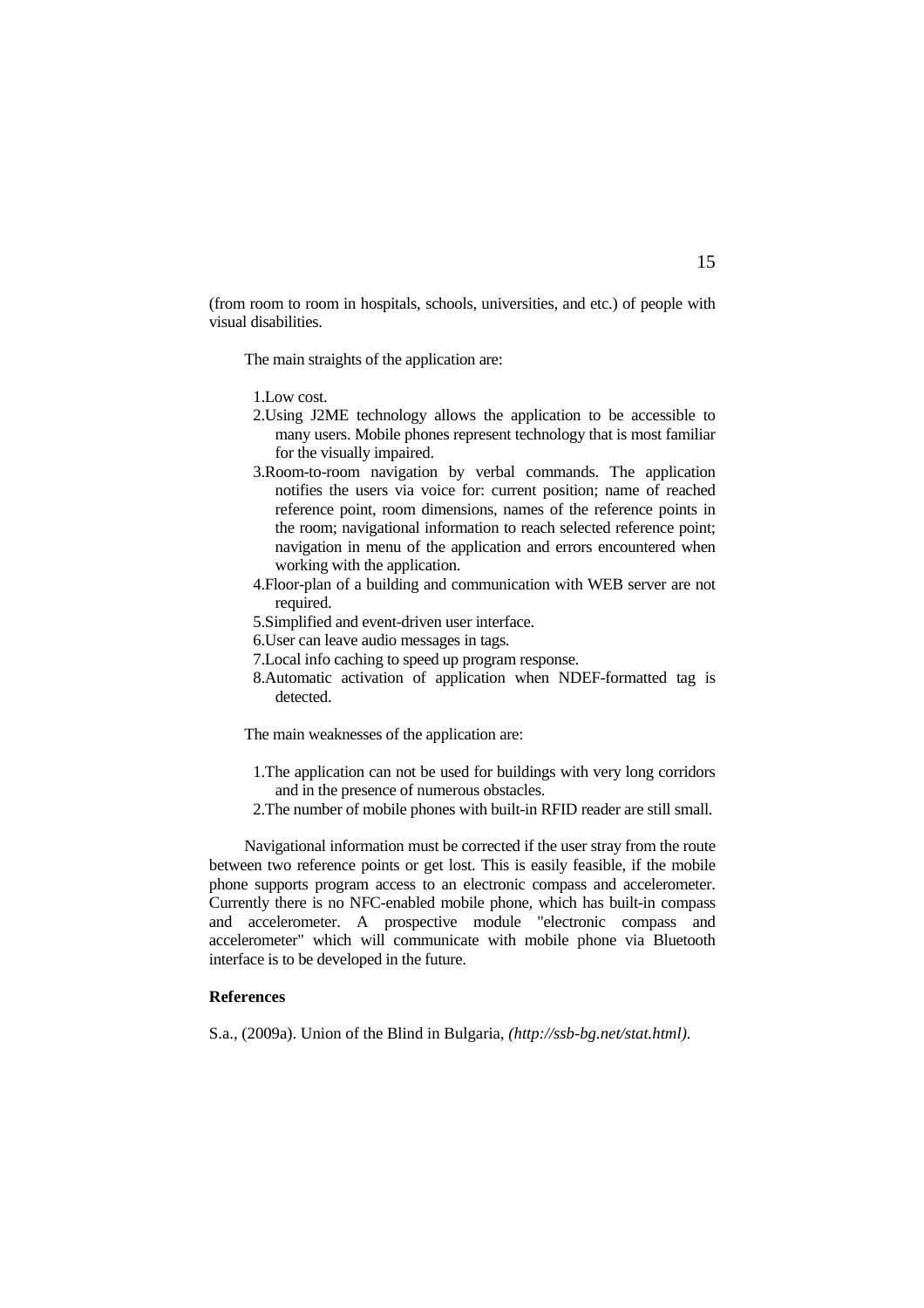(from room to room in hospitals, schools, universities, and etc.) of people with visual disabilities.

The main straights of the application are:

1. Low cost.
2. Using J2ME technology allows the application to be accessible to many users. Mobile phones represent technology that is most familiar for the visually impaired.
3. Room-to-room navigation by verbal commands. The application notifies the users via voice for: current position; name of reached reference point, room dimensions, names of the reference points in the room; navigational information to reach selected reference point; navigation in menu of the application and errors encountered when working with the application.
4. Floor-plan of a building and communication with WEB server are not required.
5. Simplified and event-driven user interface.
6. User can leave audio messages in tags.
7. Local info caching to speed up program response.
8. Automatic activation of application when NDEF-formatted tag is detected.

The main weaknesses of the application are:

1. The application can not be used for buildings with very long corridors and in the presence of numerous obstacles.
2. The number of mobile phones with built-in RFID reader are still small.

Navigational information must be corrected if the user stray from the route between two reference points or get lost. This is easily feasible, if the mobile phone supports program access to an electronic compass and accelerometer. Currently there is no NFC-enabled mobile phone, which has built-in compass and accelerometer. A prospective module "electronic compass and accelerometer" which will communicate with mobile phone via Bluetooth interface is to be developed in the future.

**References**

S.a., (2009a). Union of the Blind in Bulgaria, *(http://ssb-bg.net/stat.html)*.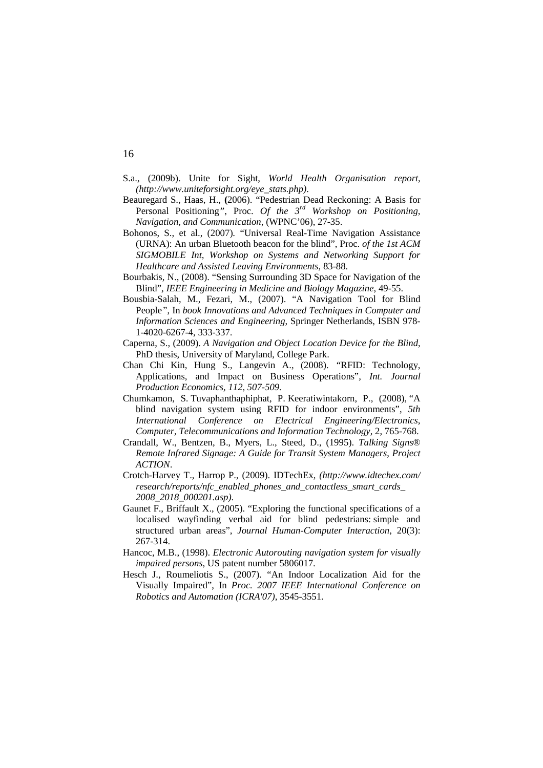S.a., (2009b). Unite for Sight, *World Health Organisation report*, *(http://www.uniteforsight.org/eye_stats.php)*.

Beauregard S., Haas, H., **(**2006). "Pedestrian Dead Reckoning: A Basis for Personal Positioning*"*, Proc. *Of the 3rd Workshop on Positioning, Navigation, and Communication*, (WPNC'06), 27-35.

Bohonos, S., et al., (2007). "Universal Real-Time Navigation Assistance (URNA): An urban Bluetooth beacon for the blind", Proc. *of the 1st ACM SIGMOBILE Int, Workshop on Systems and Networking Support for Healthcare and Assisted Leaving Environments,* 83-88.

Bourbakis, N., (2008). "Sensing Surrounding 3D Space for Navigation of the Blind", *IEEE Engineering in Medicine and Biology Magazine*, 49-55.

Bousbia-Salah, M., Fezari, M., (2007). "A Navigation Tool for Blind People*"*, In *book Innovations and Advanced Techniques in Computer and Information Sciences and Engineering*, Springer Netherlands, ISBN 978-1-4020-6267-4, 333-337.

Caperna, S., (2009). *A Navigation and Object Location Device for the Blind*, PhD thesis, University of Maryland, College Park.

Chan Chi Kin, Hung S., Langevin A., (2008). "RFID: Technology, Applications, and Impact on Business Operations"*, Int. Journal Production Economics, 112, 507-509.*

Chumkamon, S. Tuvaphanthaphiphat, P. Keeratiwintakorn, P., (2008), "A blind navigation system using RFID for indoor environments", *5th International Conference on Electrical Engineering/Electronics, Computer, Telecommunications and Information Technology*, 2, 765-768.

Crandall, W., Bentzen, B., Myers, L., Steed, D., (1995). *Talking Signs® Remote Infrared Signage: A Guide for Transit System Managers, Project ACTION*.

Crotch-Harvey T., Harrop P., (2009). IDTechEx, *(http://www.idtechex.com/research/reports/nfc_enabled_phones_and_contactless_smart_cards_2008_2018_000201.asp).*

Gaunet F., Briffault X., (2005). "Exploring the functional specifications of a localised wayfinding verbal aid for blind pedestrians: simple and structured urban areas", *Journal Human-Computer Interaction*, 20(3): 267-314.

Hancoc, M.B., (1998). *Electronic Autorouting navigation system for visually impaired persons*, US patent number 5806017.

Hesch J., Roumeliotis S., (2007). "An Indoor Localization Aid for the Visually Impaired", In *Proc. 2007 IEEE International Conference on Robotics and Automation (ICRA'07)*, 3545-3551.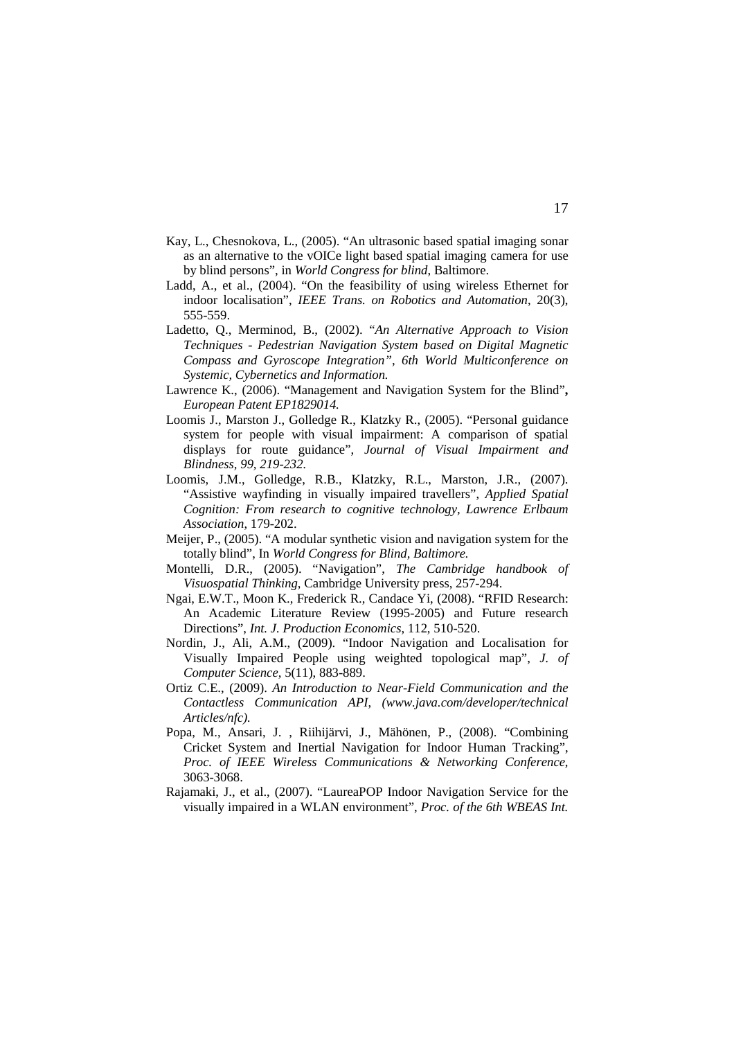Kay, L., Chesnokova, L., (2005). "An ultrasonic based spatial imaging sonar as an alternative to the vOICe light based spatial imaging camera for use by blind persons", in *World Congress for blind*, Baltimore.

Ladd, A., et al., (2004). "On the feasibility of using wireless Ethernet for indoor localisation", *IEEE Trans. on Robotics and Automation*, 20(3), 555-559.

Ladetto, Q., Merminod, B., (2002). "*An Alternative Approach to Vision Techniques - Pedestrian Navigation System based on Digital Magnetic Compass and Gyroscope Integration", 6th World Multiconference on Systemic, Cybernetics and Information.*

Lawrence K., (2006). "Management and Navigation System for the Blind"**,** *European Patent EP1829014.*

Loomis J., Marston J., Golledge R., Klatzky R., (2005). "Personal guidance system for people with visual impairment: A comparison of spatial displays for route guidance", *Journal of Visual Impairment and Blindness, 99, 219-232.*

Loomis, J.M., Golledge, R.B., Klatzky, R.L., Marston, J.R., (2007). "Assistive wayfinding in visually impaired travellers", *Applied Spatial Cognition: From research to cognitive technology, Lawrence Erlbaum Association*, 179-202.

Meijer, P., (2005). "A modular synthetic vision and navigation system for the totally blind", In *World Congress for Blind, Baltimore.*

Montelli, D.R., (2005). "Navigation", *The Cambridge handbook of Visuospatial Thinking*, Cambridge University press, 257-294.

Ngai, E.W.T., Moon K., Frederick R., Candace Yi, (2008). "RFID Research: An Academic Literature Review (1995-2005) and Future research Directions", *Int. J. Production Economics*, 112, 510-520.

Nordin, J., Ali, A.M., (2009). "Indoor Navigation and Localisation for Visually Impaired People using weighted topological map", *J. of Computer Science*, 5(11), 883-889.

Ortiz C.E., (2009). *An Introduction to Near-Field Communication and the Contactless Communication API, (www.java.com/developer/technical Articles/nfc).*

Popa, M., Ansari, J. , Riihijärvi, J., Mähönen, P., (2008). "Combining Cricket System and Inertial Navigation for Indoor Human Tracking", *Proc. of IEEE Wireless Communications & Networking Conference*, 3063-3068.

Rajamaki, J., et al., (2007). "LaureaPOP Indoor Navigation Service for the visually impaired in a WLAN environment", *Proc. of the 6th WBEAS Int.*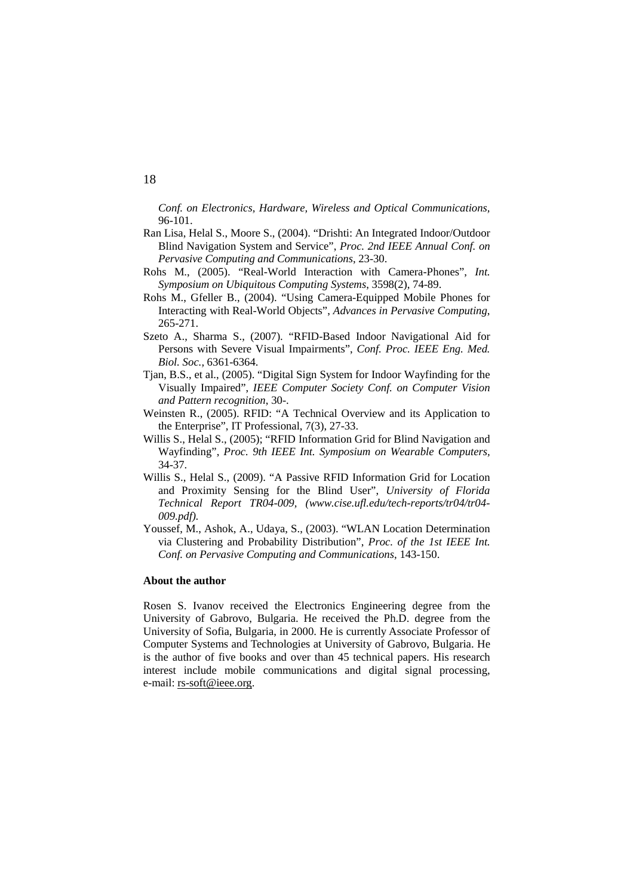*Conf. on Electronics, Hardware, Wireless and Optical Communications*, 96-101.

Ran Lisa, Helal S., Moore S., (2004). "Drishti: An Integrated Indoor/Outdoor Blind Navigation System and Service", *Proc. 2nd IEEE Annual Conf. on Pervasive Computing and Communications*, 23-30.

Rohs M., (2005). "Real-World Interaction with Camera-Phones", *Int. Symposium on Ubiquitous Computing Systems*, 3598(2), 74-89.

Rohs M., Gfeller B., (2004). "Using Camera-Equipped Mobile Phones for Interacting with Real-World Objects", *Advances in Pervasive Computing*, 265-271.

Szeto A., Sharma S., (2007). "RFID-Based Indoor Navigational Aid for Persons with Severe Visual Impairments", *Conf. Proc. IEEE Eng. Med. Biol. Soc.*, 6361-6364.

Tjan, B.S., et al., (2005). "Digital Sign System for Indoor Wayfinding for the Visually Impaired", *IEEE Computer Society Conf. on Computer Vision and Pattern recognition*, 30-.

Weinsten R., (2005). RFID: "A Technical Overview and its Application to the Enterprise", IT Professional, 7(3), 27-33.

Willis S., Helal S., (2005); "RFID Information Grid for Blind Navigation and Wayfinding", *Proc. 9th IEEE Int. Symposium on Wearable Computers*, 34-37.

Willis S., Helal S., (2009). "A Passive RFID Information Grid for Location and Proximity Sensing for the Blind User", *University of Florida Technical Report TR04-009, (www.cise.ufl.edu/tech-reports/tr04/tr04-009.pdf).*

Youssef, M., Ashok, A., Udaya, S., (2003). "WLAN Location Determination via Clustering and Probability Distribution", *Proc. of the 1st IEEE Int. Conf. on Pervasive Computing and Communications*, 143-150.

**About the author**

Rosen S. Ivanov received the Electronics Engineering degree from the University of Gabrovo, Bulgaria. He received the Ph.D. degree from the University of Sofia, Bulgaria, in 2000. He is currently Associate Professor of Computer Systems and Technologies at University of Gabrovo, Bulgaria. He is the author of five books and over than 45 technical papers. His research interest include mobile communications and digital signal processing, e-mail: rs-soft@ieee.org.